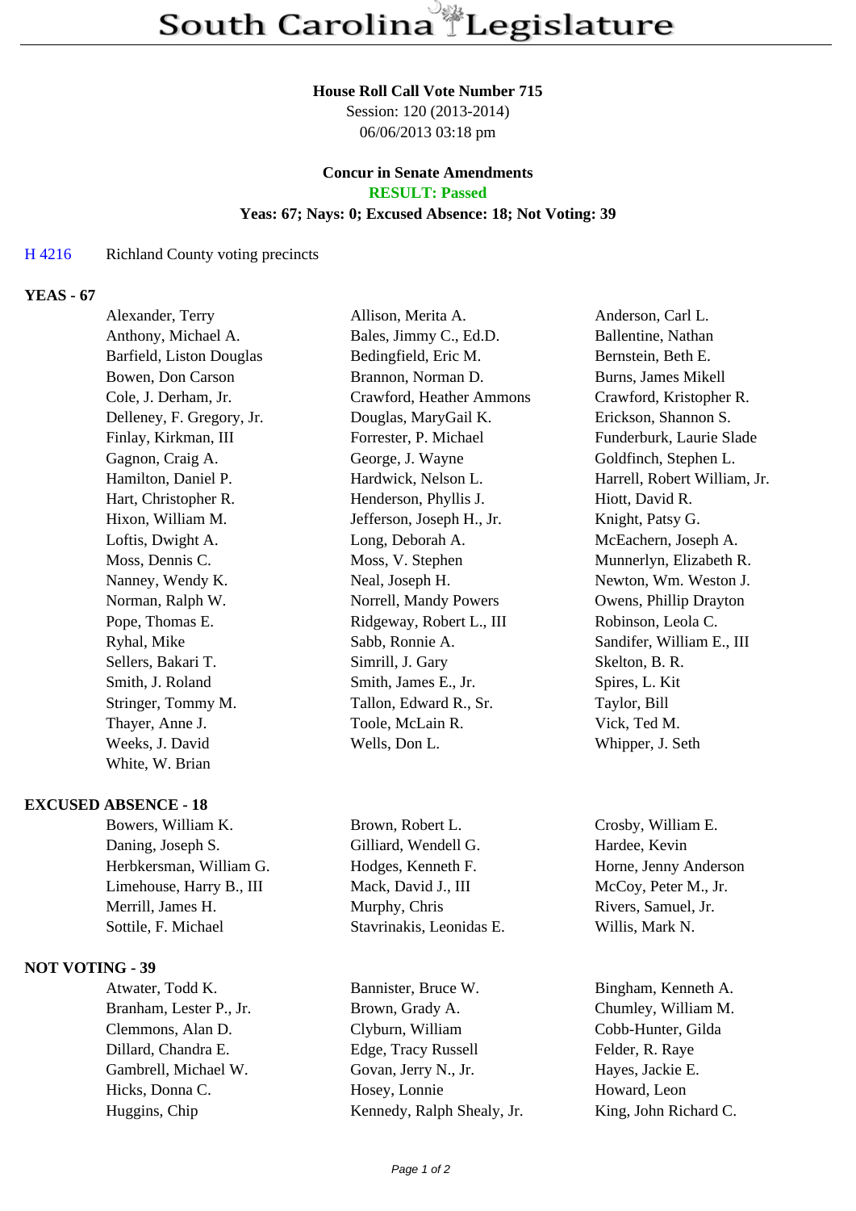# South Carolina Legislature

**House Roll Call Vote Number 715**
Session: 120 (2013-2014)
06/06/2013 03:18 pm

**Concur in Senate Amendments**
**RESULT: Passed**
**Yeas: 67; Nays: 0; Excused Absence: 18; Not Voting: 39**

H 4216 Richland County voting precincts

### YEAS - 67

| | | |
|---|---|---|
| Alexander, Terry | Allison, Merita A. | Anderson, Carl L. |
| Anthony, Michael A. | Bales, Jimmy C., Ed.D. | Ballentine, Nathan |
| Barfield, Liston Douglas | Bedingfield, Eric M. | Bernstein, Beth E. |
| Bowen, Don Carson | Brannon, Norman D. | Burns, James Mikell |
| Cole, J. Derham, Jr. | Crawford, Heather Ammons | Crawford, Kristopher R. |
| Delleney, F. Gregory, Jr. | Douglas, MaryGail K. | Erickson, Shannon S. |
| Finlay, Kirkman, III | Forrester, P. Michael | Funderburk, Laurie Slade |
| Gagnon, Craig A. | George, J. Wayne | Goldfinch, Stephen L. |
| Hamilton, Daniel P. | Hardwick, Nelson L. | Harrell, Robert William, Jr. |
| Hart, Christopher R. | Henderson, Phyllis J. | Hiott, David R. |
| Hixon, William M. | Jefferson, Joseph H., Jr. | Knight, Patsy G. |
| Loftis, Dwight A. | Long, Deborah A. | McEachern, Joseph A. |
| Moss, Dennis C. | Moss, V. Stephen | Munnerlyn, Elizabeth R. |
| Nanney, Wendy K. | Neal, Joseph H. | Newton, Wm. Weston J. |
| Norman, Ralph W. | Norrell, Mandy Powers | Owens, Phillip Drayton |
| Pope, Thomas E. | Ridgeway, Robert L., III | Robinson, Leola C. |
| Ryhal, Mike | Sabb, Ronnie A. | Sandifer, William E., III |
| Sellers, Bakari T. | Simrill, J. Gary | Skelton, B. R. |
| Smith, J. Roland | Smith, James E., Jr. | Spires, L. Kit |
| Stringer, Tommy M. | Tallon, Edward R., Sr. | Taylor, Bill |
| Thayer, Anne J. | Toole, McLain R. | Vick, Ted M. |
| Weeks, J. David | Wells, Don L. | Whipper, J. Seth |
| White, W. Brian | | |

### EXCUSED ABSENCE - 18

| | | |
|---|---|---|
| Bowers, William K. | Brown, Robert L. | Crosby, William E. |
| Daning, Joseph S. | Gilliard, Wendell G. | Hardee, Kevin |
| Herbkersman, William G. | Hodges, Kenneth F. | Horne, Jenny Anderson |
| Limehouse, Harry B., III | Mack, David J., III | McCoy, Peter M., Jr. |
| Merrill, James H. | Murphy, Chris | Rivers, Samuel, Jr. |
| Sottile, F. Michael | Stavrinakis, Leonidas E. | Willis, Mark N. |

### NOT VOTING - 39

| | | |
|---|---|---|
| Atwater, Todd K. | Bannister, Bruce W. | Bingham, Kenneth A. |
| Branham, Lester P., Jr. | Brown, Grady A. | Chumley, William M. |
| Clemmons, Alan D. | Clyburn, William | Cobb-Hunter, Gilda |
| Dillard, Chandra E. | Edge, Tracy Russell | Felder, R. Raye |
| Gambrell, Michael W. | Govan, Jerry N., Jr. | Hayes, Jackie E. |
| Hicks, Donna C. | Hosey, Lonnie | Howard, Leon |
| Huggins, Chip | Kennedy, Ralph Shealy, Jr. | King, John Richard C. |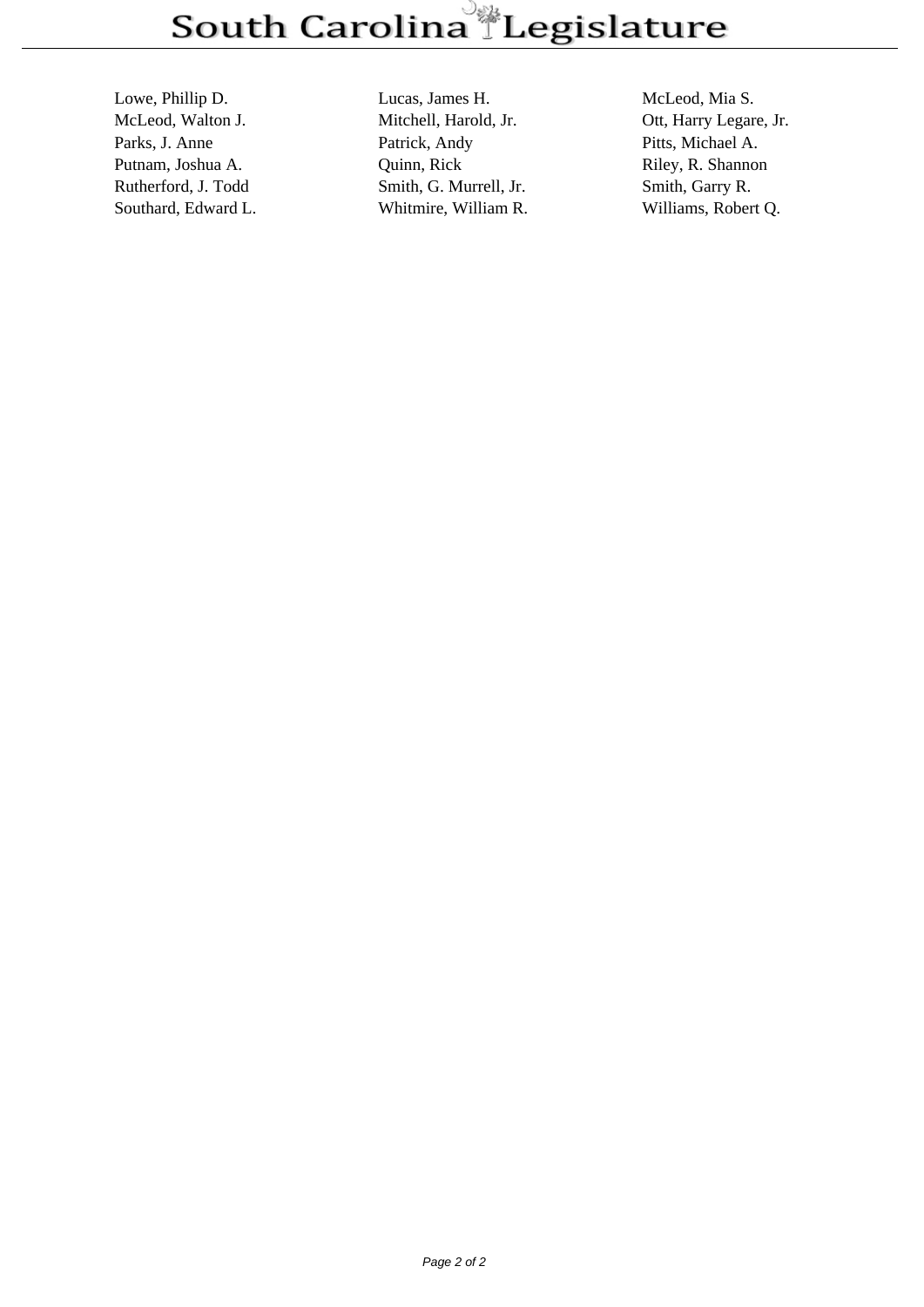Lowe, Phillip D.
Lucas, James H.
McLeod, Mia S.
McLeod, Walton J.
Mitchell, Harold, Jr.
Ott, Harry Legare, Jr.
Parks, J. Anne
Patrick, Andy
Pitts, Michael A.
Putnam, Joshua A.
Quinn, Rick
Riley, R. Shannon
Rutherford, J. Todd
Smith, G. Murrell, Jr.
Smith, Garry R.
Southard, Edward L.
Whitmire, William R.
Williams, Robert Q.